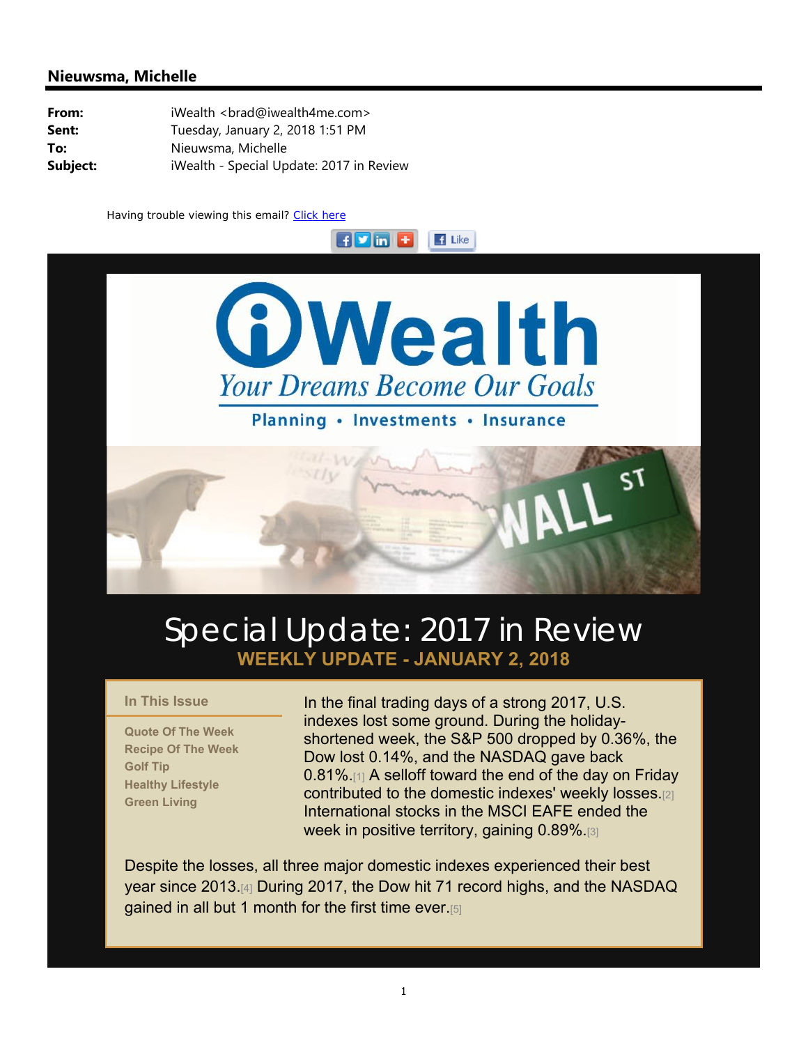## Nieuwsma, Michelle

**From:** iWealth <brad@iwealth4me.com>
**Sent:** Tuesday, January 2, 2018 1:51 PM
**To:** Nieuwsma, Michelle
**Subject:** iWealth - Special Update: 2017 in Review

Having trouble viewing this email? Click here

iWealth
*Your Dreams Become Our Goals*
Planning • Investments • Insurance

# Special Update: 2017 in Review

### WEEKLY UPDATE - JANUARY 2, 2018

**In This Issue**

- Quote Of The Week
- Recipe Of The Week
- Golf Tip
- Healthy Lifestyle
- Green Living

In the final trading days of a strong 2017, U.S. indexes lost some ground. During the holiday-shortened week, the S&P 500 dropped by 0.36%, the Dow lost 0.14%, and the NASDAQ gave back 0.81%.[1] A selloff toward the end of the day on Friday contributed to the domestic indexes' weekly losses.[2] International stocks in the MSCI EAFE ended the week in positive territory, gaining 0.89%.[3]

Despite the losses, all three major domestic indexes experienced their best year since 2013.[4] During 2017, the Dow hit 71 record highs, and the NASDAQ gained in all but 1 month for the first time ever.[5]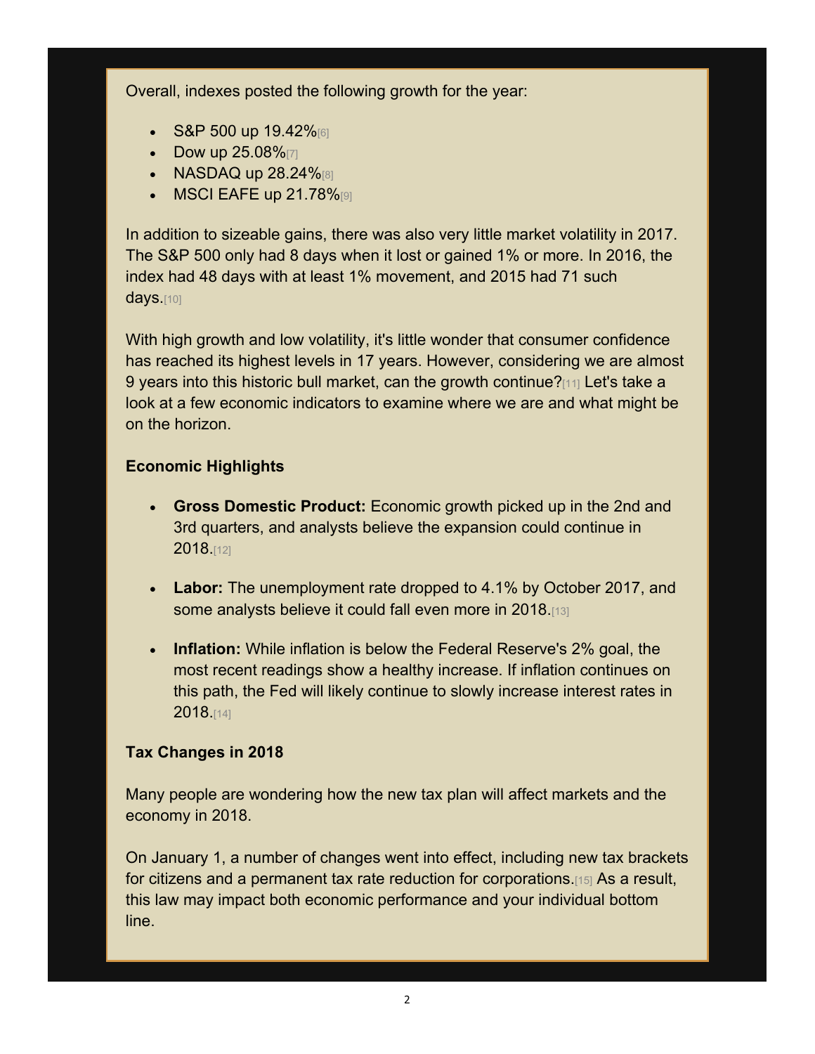Overall, indexes posted the following growth for the year:

- S&P 500 up 19.42%[6]
- Dow up 25.08%[7]
- NASDAQ up 28.24%[8]
- MSCI EAFE up 21.78%[9]

In addition to sizeable gains, there was also very little market volatility in 2017. The S&P 500 only had 8 days when it lost or gained 1% or more. In 2016, the index had 48 days with at least 1% movement, and 2015 had 71 such days.[10]

With high growth and low volatility, it's little wonder that consumer confidence has reached its highest levels in 17 years. However, considering we are almost 9 years into this historic bull market, can the growth continue?[11] Let's take a look at a few economic indicators to examine where we are and what might be on the horizon.

**Economic Highlights**

- **Gross Domestic Product:** Economic growth picked up in the 2nd and 3rd quarters, and analysts believe the expansion could continue in 2018.[12]

- **Labor:** The unemployment rate dropped to 4.1% by October 2017, and some analysts believe it could fall even more in 2018.[13]

- **Inflation:** While inflation is below the Federal Reserve's 2% goal, the most recent readings show a healthy increase. If inflation continues on this path, the Fed will likely continue to slowly increase interest rates in 2018.[14]

**Tax Changes in 2018**

Many people are wondering how the new tax plan will affect markets and the economy in 2018.

On January 1, a number of changes went into effect, including new tax brackets for citizens and a permanent tax rate reduction for corporations.[15] As a result, this law may impact both economic performance and your individual bottom line.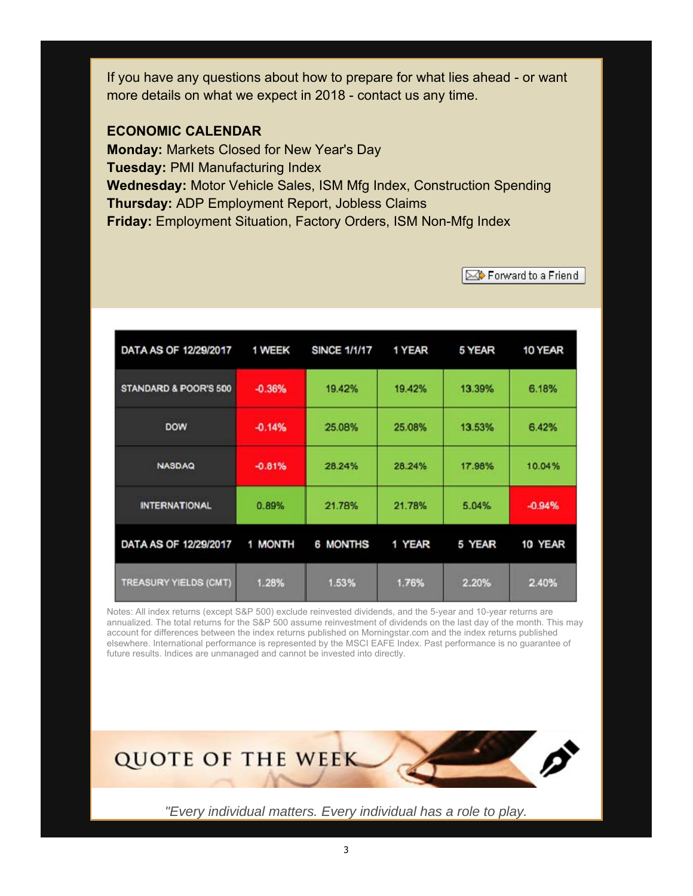If you have any questions about how to prepare for what lies ahead - or want more details on what we expect in 2018 - contact us any time.

**ECONOMIC CALENDAR**

**Monday:** Markets Closed for New Year's Day
**Tuesday:** PMI Manufacturing Index
**Wednesday:** Motor Vehicle Sales, ISM Mfg Index, Construction Spending
**Thursday:** ADP Employment Report, Jobless Claims
**Friday:** Employment Situation, Factory Orders, ISM Non-Mfg Index

Forward to a Friend

| DATA AS OF 12/29/2017 | 1 WEEK | SINCE 1/1/17 | 1 YEAR | 5 YEAR | 10 YEAR |
|---|---|---|---|---|---|
| STANDARD & POOR'S 500 | -0.36% | 19.42% | 19.42% | 13.39% | 6.18% |
| DOW | -0.14% | 25.08% | 25.08% | 13.53% | 6.42% |
| NASDAQ | -0.81% | 28.24% | 28.24% | 17.98% | 10.04% |
| INTERNATIONAL | 0.89% | 21.78% | 21.78% | 5.04% | -0.94% |
| **DATA AS OF 12/29/2017** | **1 MONTH** | **6 MONTHS** | **1 YEAR** | **5 YEAR** | **10 YEAR** |
| TREASURY YIELDS (CMT) | 1.28% | 1.53% | 1.76% | 2.20% | 2.40% |

Notes: All index returns (except S&P 500) exclude reinvested dividends, and the 5-year and 10-year returns are annualized. The total returns for the S&P 500 assume reinvestment of dividends on the last day of the month. This may account for differences between the index returns published on Morningstar.com and the index returns published elsewhere. International performance is represented by the MSCI EAFE Index. Past performance is no guarantee of future results. Indices are unmanaged and cannot be invested into directly.

## QUOTE OF THE WEEK

*"Every individual matters. Every individual has a role to play.*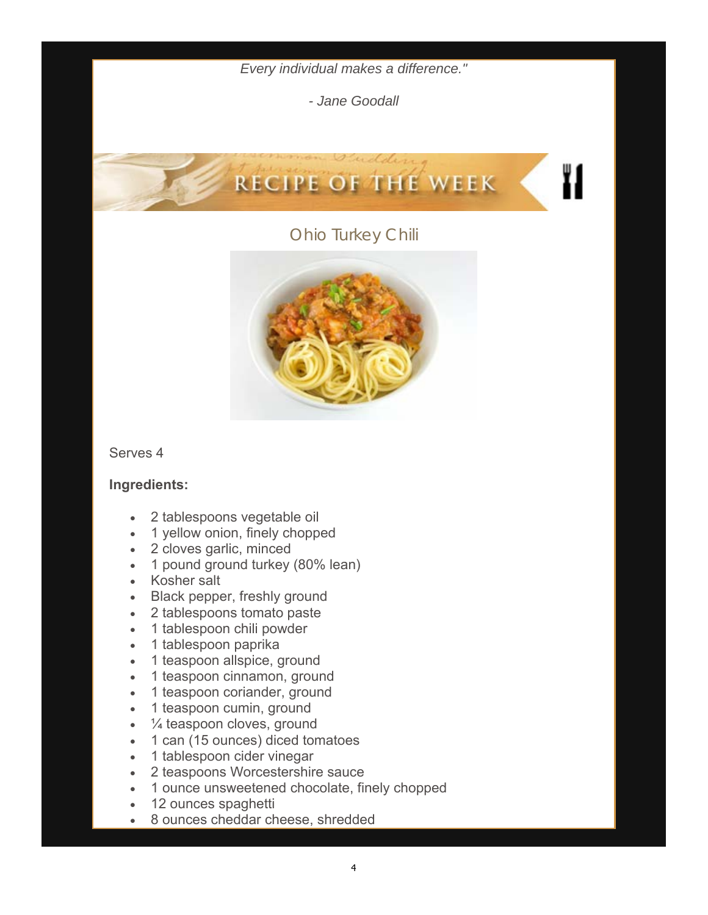*Every individual makes a difference."*

*- Jane Goodall*

## RECIPE OF THE WEEK

### Ohio Turkey Chili

Serves 4

**Ingredients:**

- 2 tablespoons vegetable oil
- 1 yellow onion, finely chopped
- 2 cloves garlic, minced
- 1 pound ground turkey (80% lean)
- Kosher salt
- Black pepper, freshly ground
- 2 tablespoons tomato paste
- 1 tablespoon chili powder
- 1 tablespoon paprika
- 1 teaspoon allspice, ground
- 1 teaspoon cinnamon, ground
- 1 teaspoon coriander, ground
- 1 teaspoon cumin, ground
- ¼ teaspoon cloves, ground
- 1 can (15 ounces) diced tomatoes
- 1 tablespoon cider vinegar
- 2 teaspoons Worcestershire sauce
- 1 ounce unsweetened chocolate, finely chopped
- 12 ounces spaghetti
- 8 ounces cheddar cheese, shredded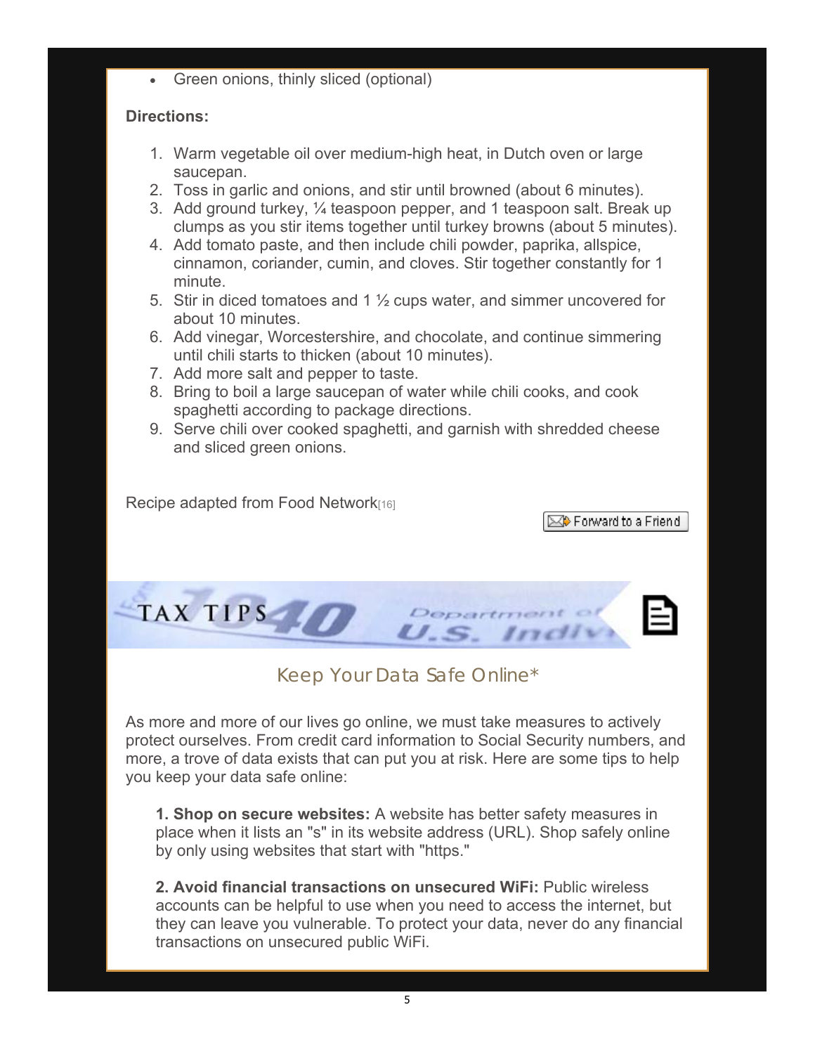- Green onions, thinly sliced (optional)

**Directions:**

1. Warm vegetable oil over medium-high heat, in Dutch oven or large saucepan.
2. Toss in garlic and onions, and stir until browned (about 6 minutes).
3. Add ground turkey, ¼ teaspoon pepper, and 1 teaspoon salt. Break up clumps as you stir items together until turkey browns (about 5 minutes).
4. Add tomato paste, and then include chili powder, paprika, allspice, cinnamon, coriander, cumin, and cloves. Stir together constantly for 1 minute.
5. Stir in diced tomatoes and 1 ½ cups water, and simmer uncovered for about 10 minutes.
6. Add vinegar, Worcestershire, and chocolate, and continue simmering until chili starts to thicken (about 10 minutes).
7. Add more salt and pepper to taste.
8. Bring to boil a large saucepan of water while chili cooks, and cook spaghetti according to package directions.
9. Serve chili over cooked spaghetti, and garnish with shredded cheese and sliced green onions.

Recipe adapted from Food Network[16]

Forward to a Friend

## TAX TIPS

### Keep Your Data Safe Online*

As more and more of our lives go online, we must take measures to actively protect ourselves. From credit card information to Social Security numbers, and more, a trove of data exists that can put you at risk. Here are some tips to help you keep your data safe online:

**1. Shop on secure websites:** A website has better safety measures in place when it lists an "s" in its website address (URL). Shop safely online by only using websites that start with "https."

**2. Avoid financial transactions on unsecured WiFi:** Public wireless accounts can be helpful to use when you need to access the internet, but they can leave you vulnerable. To protect your data, never do any financial transactions on unsecured public WiFi.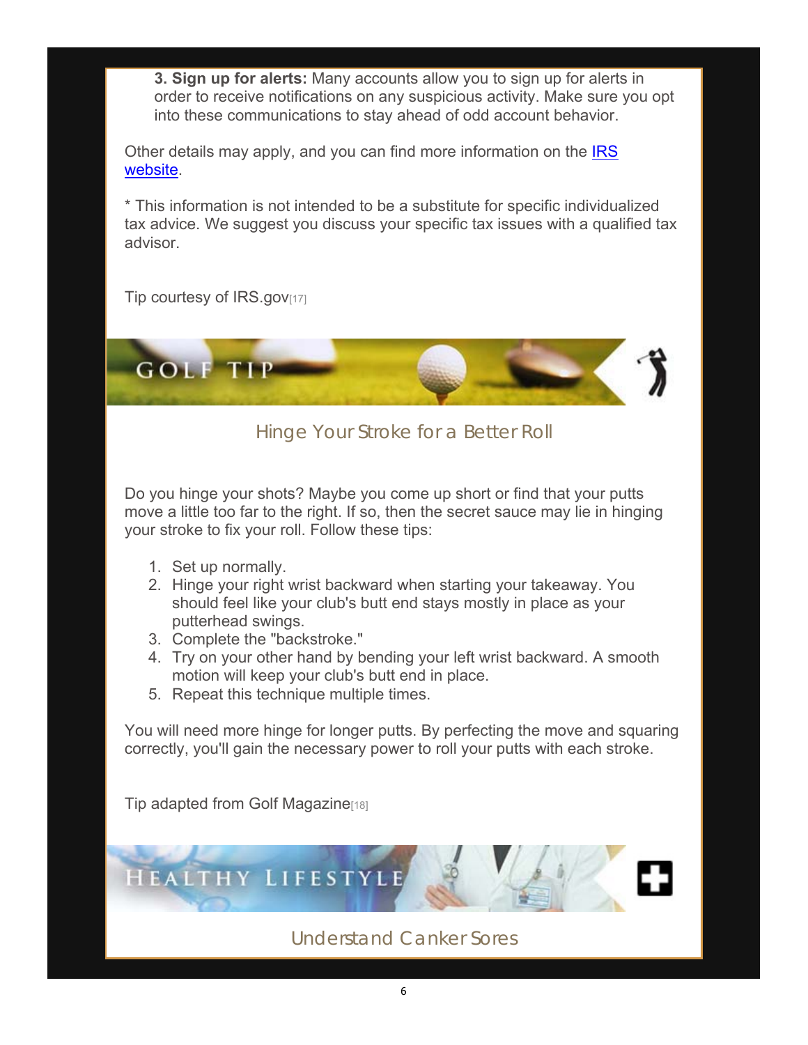3. **Sign up for alerts:** Many accounts allow you to sign up for alerts in order to receive notifications on any suspicious activity. Make sure you opt into these communications to stay ahead of odd account behavior.

Other details may apply, and you can find more information on the IRS website.

* This information is not intended to be a substitute for specific individualized tax advice. We suggest you discuss your specific tax issues with a qualified tax advisor.

Tip courtesy of IRS.gov[17]

## GOLF TIP

### Hinge Your Stroke for a Better Roll

Do you hinge your shots? Maybe you come up short or find that your putts move a little too far to the right. If so, then the secret sauce may lie in hinging your stroke to fix your roll. Follow these tips:

1. Set up normally.
2. Hinge your right wrist backward when starting your takeaway. You should feel like your club's butt end stays mostly in place as your putterhead swings.
3. Complete the "backstroke."
4. Try on your other hand by bending your left wrist backward. A smooth motion will keep your club's butt end in place.
5. Repeat this technique multiple times.

You will need more hinge for longer putts. By perfecting the move and squaring correctly, you'll gain the necessary power to roll your putts with each stroke.

Tip adapted from Golf Magazine[18]

## HEALTHY LIFESTYLE

### Understand Canker Sores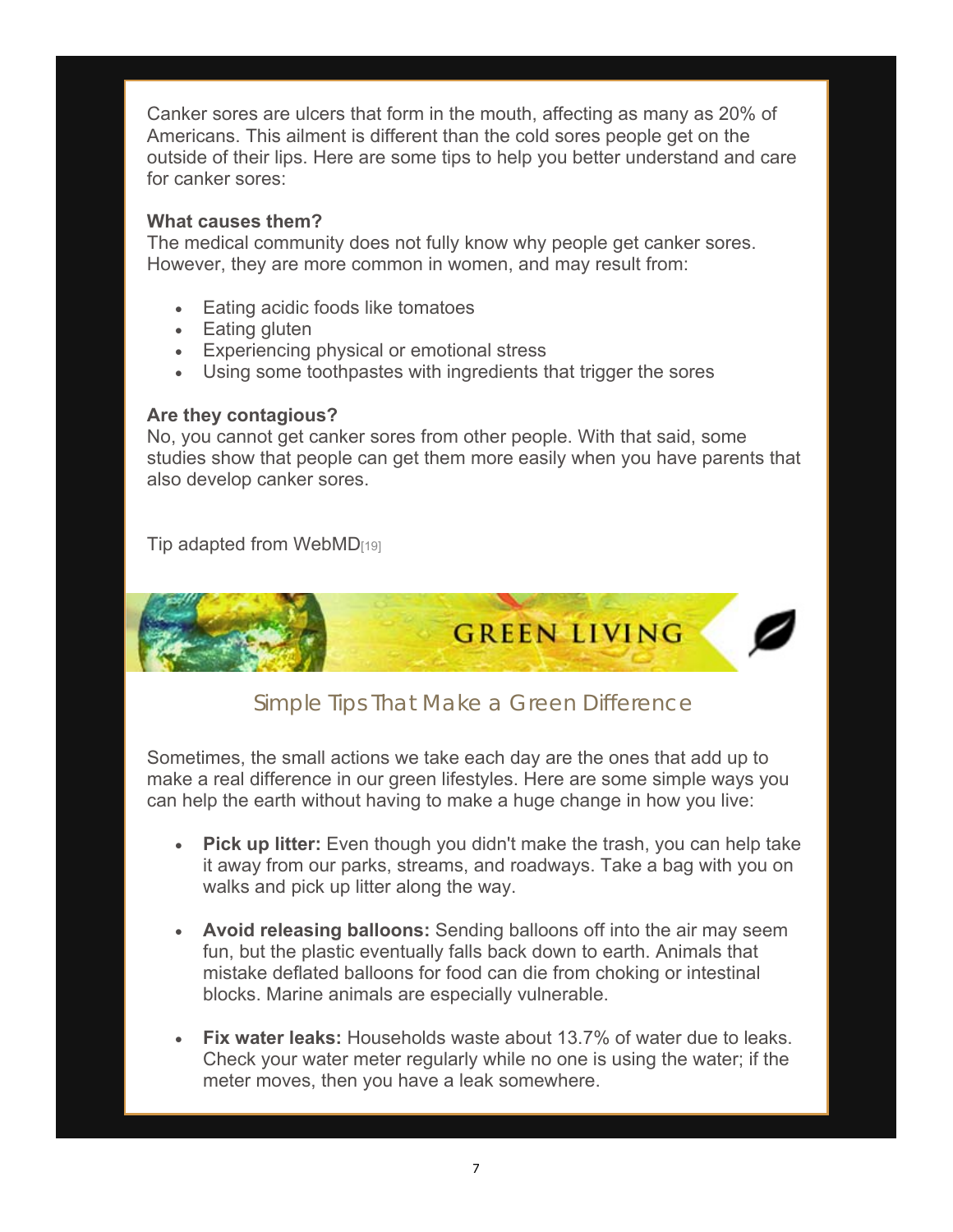Canker sores are ulcers that form in the mouth, affecting as many as 20% of Americans. This ailment is different than the cold sores people get on the outside of their lips. Here are some tips to help you better understand and care for canker sores:

**What causes them?**
The medical community does not fully know why people get canker sores. However, they are more common in women, and may result from:

- Eating acidic foods like tomatoes
- Eating gluten
- Experiencing physical or emotional stress
- Using some toothpastes with ingredients that trigger the sores

**Are they contagious?**
No, you cannot get canker sores from other people. With that said, some studies show that people can get them more easily when you have parents that also develop canker sores.

Tip adapted from WebMD[19]

# GREEN LIVING

## Simple Tips That Make a Green Difference

Sometimes, the small actions we take each day are the ones that add up to make a real difference in our green lifestyles. Here are some simple ways you can help the earth without having to make a huge change in how you live:

- **Pick up litter:** Even though you didn't make the trash, you can help take it away from our parks, streams, and roadways. Take a bag with you on walks and pick up litter along the way.

- **Avoid releasing balloons:** Sending balloons off into the air may seem fun, but the plastic eventually falls back down to earth. Animals that mistake deflated balloons for food can die from choking or intestinal blocks. Marine animals are especially vulnerable.

- **Fix water leaks:** Households waste about 13.7% of water due to leaks. Check your water meter regularly while no one is using the water; if the meter moves, then you have a leak somewhere.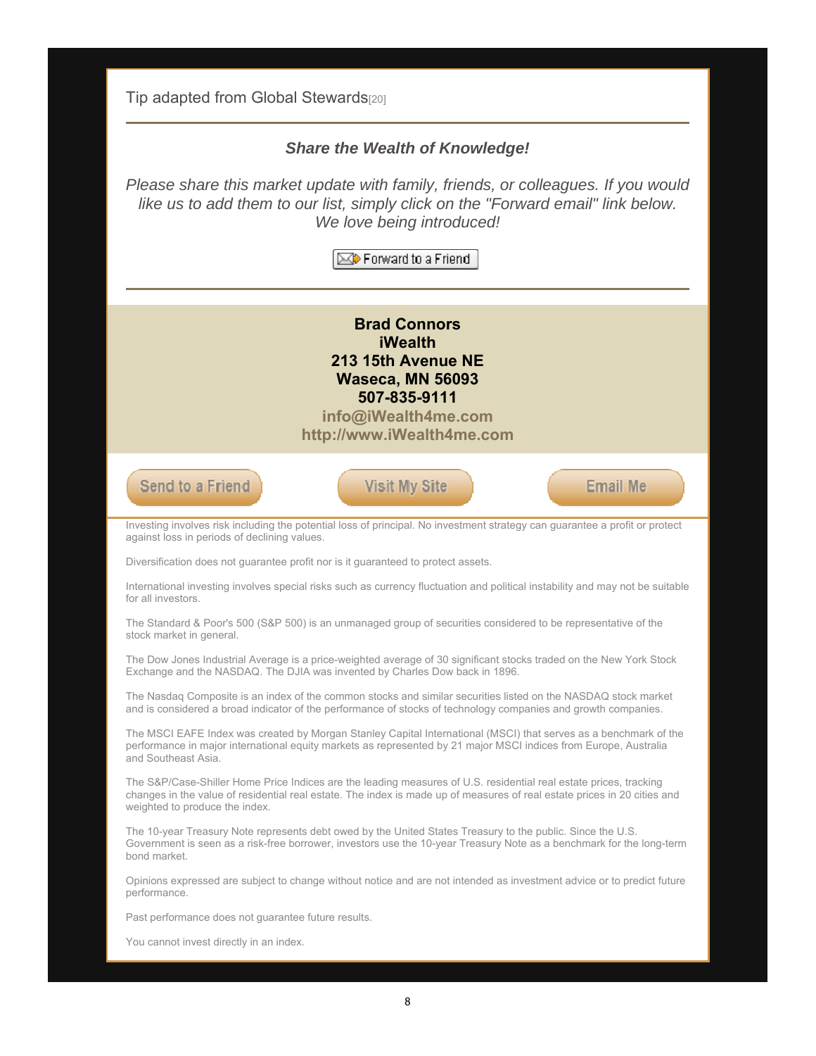Tip adapted from Global Stewards[20]

---

***Share the Wealth of Knowledge!***

*Please share this market update with family, friends, or colleagues. If you would like us to add them to our list, simply click on the "Forward email" link below. We love being introduced!*

Forward to a Friend

---

**Brad Connors**
**iWealth**
**213 15th Avenue NE**
**Waseca, MN 56093**
**507-835-9111**
**info@iWealth4me.com**
**http://www.iWealth4me.com**

Send to a Friend | Visit My Site | Email Me

Investing involves risk including the potential loss of principal. No investment strategy can guarantee a profit or protect against loss in periods of declining values.

Diversification does not guarantee profit nor is it guaranteed to protect assets.

International investing involves special risks such as currency fluctuation and political instability and may not be suitable for all investors.

The Standard & Poor's 500 (S&P 500) is an unmanaged group of securities considered to be representative of the stock market in general.

The Dow Jones Industrial Average is a price-weighted average of 30 significant stocks traded on the New York Stock Exchange and the NASDAQ. The DJIA was invented by Charles Dow back in 1896.

The Nasdaq Composite is an index of the common stocks and similar securities listed on the NASDAQ stock market and is considered a broad indicator of the performance of stocks of technology companies and growth companies.

The MSCI EAFE Index was created by Morgan Stanley Capital International (MSCI) that serves as a benchmark of the performance in major international equity markets as represented by 21 major MSCI indices from Europe, Australia and Southeast Asia.

The S&P/Case-Shiller Home Price Indices are the leading measures of U.S. residential real estate prices, tracking changes in the value of residential real estate. The index is made up of measures of real estate prices in 20 cities and weighted to produce the index.

The 10-year Treasury Note represents debt owed by the United States Treasury to the public. Since the U.S. Government is seen as a risk-free borrower, investors use the 10-year Treasury Note as a benchmark for the long-term bond market.

Opinions expressed are subject to change without notice and are not intended as investment advice or to predict future performance.

Past performance does not guarantee future results.

You cannot invest directly in an index.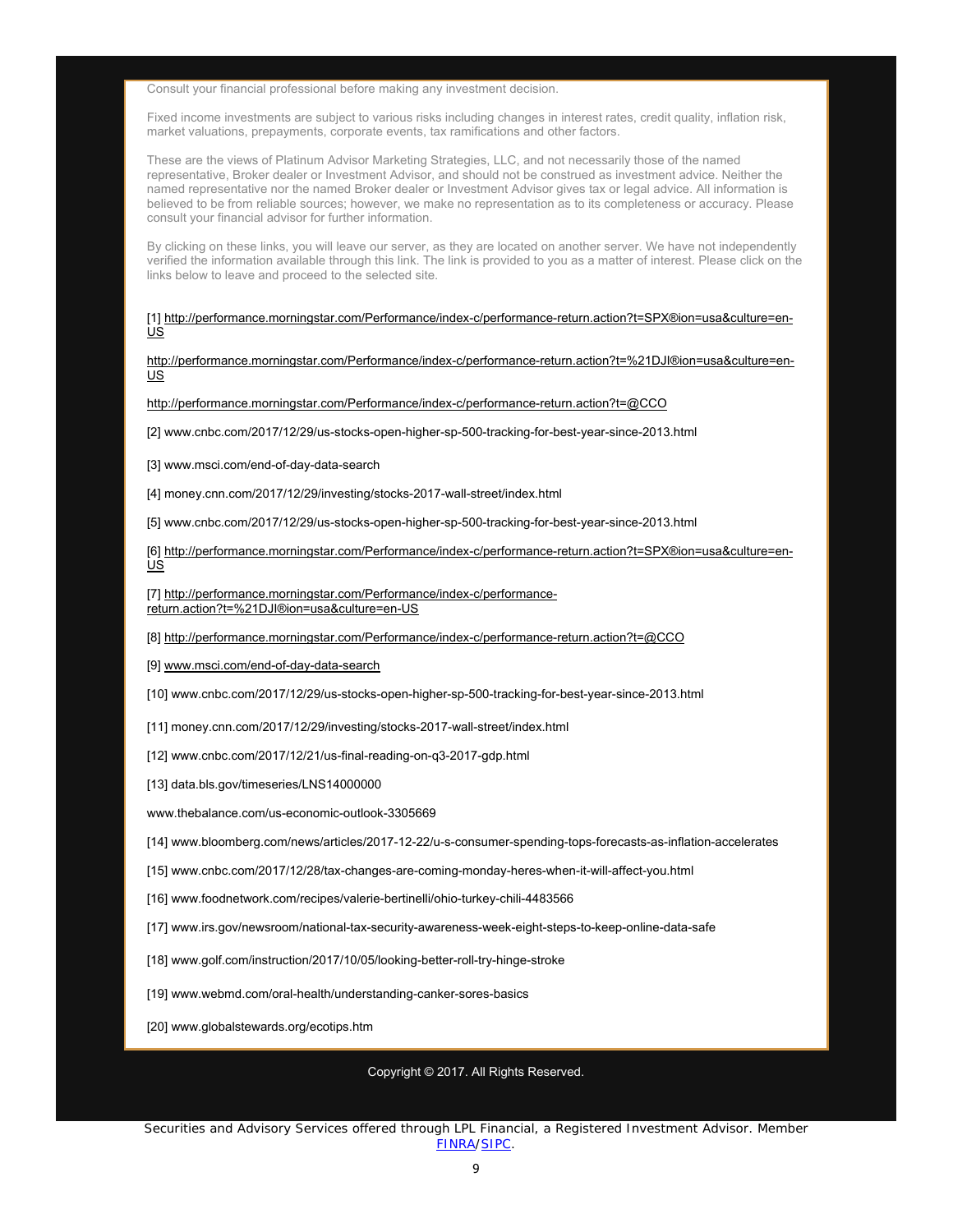Consult your financial professional before making any investment decision.

Fixed income investments are subject to various risks including changes in interest rates, credit quality, inflation risk, market valuations, prepayments, corporate events, tax ramifications and other factors.

These are the views of Platinum Advisor Marketing Strategies, LLC, and not necessarily those of the named representative, Broker dealer or Investment Advisor, and should not be construed as investment advice. Neither the named representative nor the named Broker dealer or Investment Advisor gives tax or legal advice. All information is believed to be from reliable sources; however, we make no representation as to its completeness or accuracy. Please consult your financial advisor for further information.

By clicking on these links, you will leave our server, as they are located on another server. We have not independently verified the information available through this link. The link is provided to you as a matter of interest. Please click on the links below to leave and proceed to the selected site.

[1] http://performance.morningstar.com/Performance/index-c/performance-return.action?t=SPX®ion=usa&culture=en-US

http://performance.morningstar.com/Performance/index-c/performance-return.action?t=%21DJI®ion=usa&culture=en-US

http://performance.morningstar.com/Performance/index-c/performance-return.action?t=@CCO

[2] www.cnbc.com/2017/12/29/us-stocks-open-higher-sp-500-tracking-for-best-year-since-2013.html

[3] www.msci.com/end-of-day-data-search

[4] money.cnn.com/2017/12/29/investing/stocks-2017-wall-street/index.html

[5] www.cnbc.com/2017/12/29/us-stocks-open-higher-sp-500-tracking-for-best-year-since-2013.html

[6] http://performance.morningstar.com/Performance/index-c/performance-return.action?t=SPX®ion=usa&culture=en-US

[7] http://performance.morningstar.com/Performance/index-c/performance-return.action?t=%21DJI®ion=usa&culture=en-US

[8] http://performance.morningstar.com/Performance/index-c/performance-return.action?t=@CCO

[9] www.msci.com/end-of-day-data-search

[10] www.cnbc.com/2017/12/29/us-stocks-open-higher-sp-500-tracking-for-best-year-since-2013.html

[11] money.cnn.com/2017/12/29/investing/stocks-2017-wall-street/index.html

[12] www.cnbc.com/2017/12/21/us-final-reading-on-q3-2017-gdp.html

[13] data.bls.gov/timeseries/LNS14000000

www.thebalance.com/us-economic-outlook-3305669

[14] www.bloomberg.com/news/articles/2017-12-22/u-s-consumer-spending-tops-forecasts-as-inflation-accelerates

[15] www.cnbc.com/2017/12/28/tax-changes-are-coming-monday-heres-when-it-will-affect-you.html

[16] www.foodnetwork.com/recipes/valerie-bertinelli/ohio-turkey-chili-4483566

[17] www.irs.gov/newsroom/national-tax-security-awareness-week-eight-steps-to-keep-online-data-safe

[18] www.golf.com/instruction/2017/10/05/looking-better-roll-try-hinge-stroke

[19] www.webmd.com/oral-health/understanding-canker-sores-basics

[20] www.globalstewards.org/ecotips.htm

Copyright © 2017. All Rights Reserved.

Securities and Advisory Services offered through LPL Financial, a Registered Investment Advisor. Member FINRA/SIPC.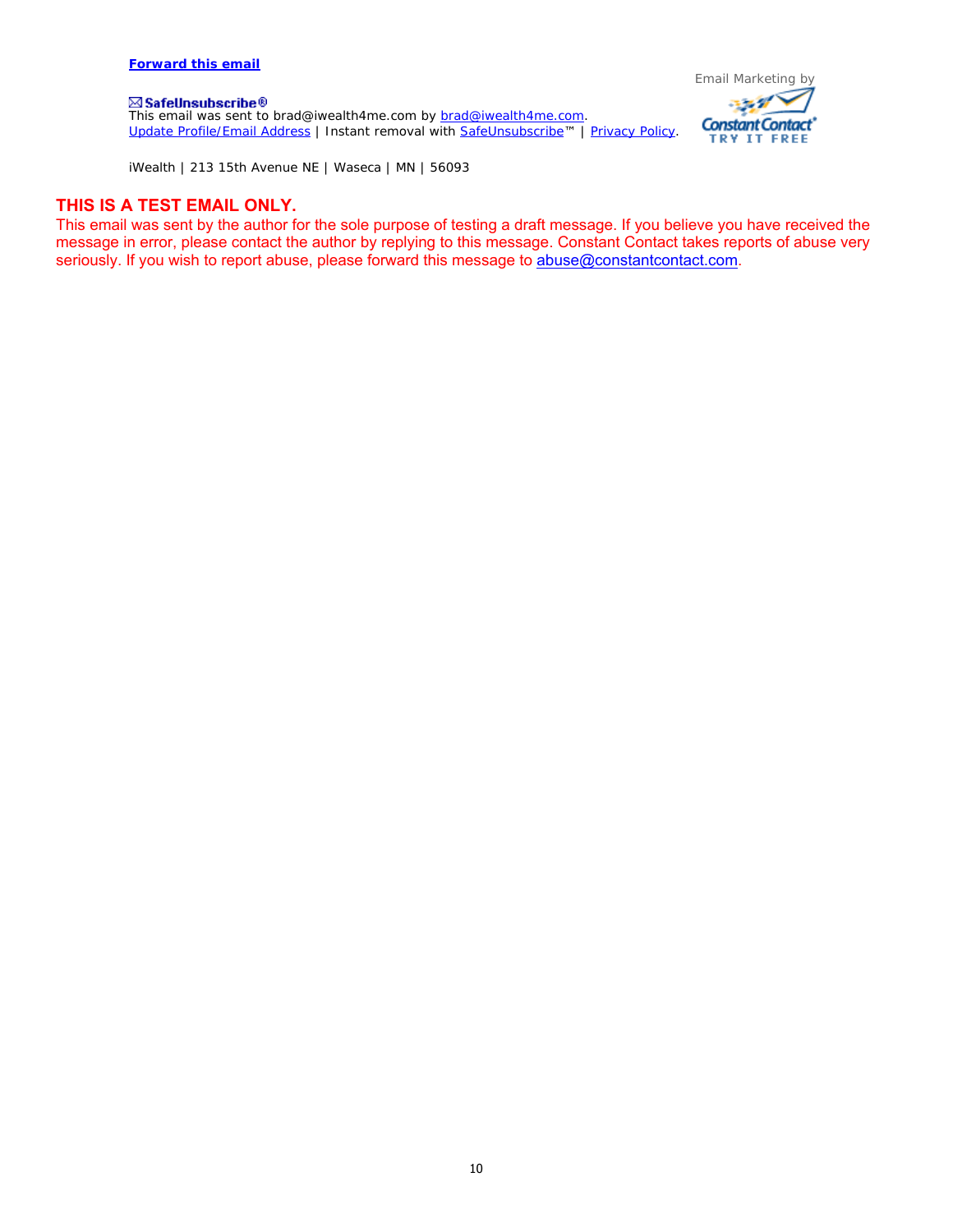**Forward this email**

Email Marketing by

Constant Contact

TRY IT FREE

SafeUnsubscribe®
This email was sent to brad@iwealth4me.com by brad@iwealth4me.com.
Update Profile/Email Address | Instant removal with SafeUnsubscribe™ | Privacy Policy.

iWealth | 213 15th Avenue NE | Waseca | MN | 56093

**THIS IS A TEST EMAIL ONLY.**

This email was sent by the author for the sole purpose of testing a draft message. If you believe you have received the message in error, please contact the author by replying to this message. Constant Contact takes reports of abuse very seriously. If you wish to report abuse, please forward this message to abuse@constantcontact.com.